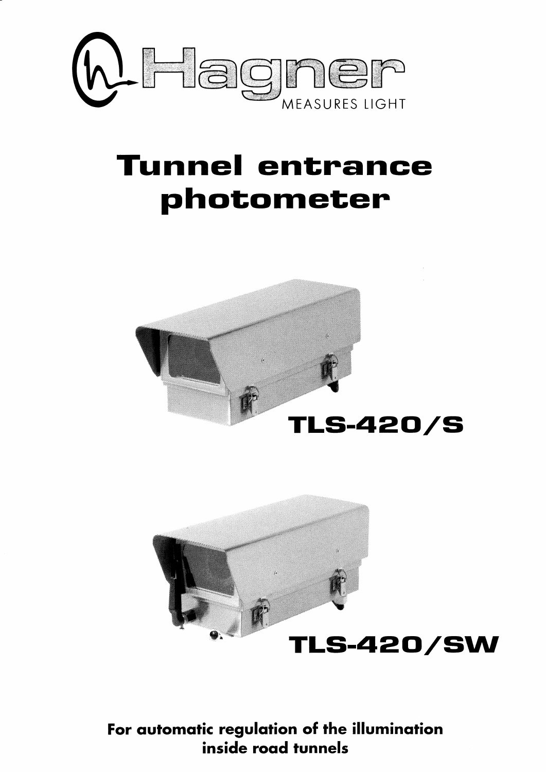Hagner

MEASURES LIGHT

# Tunnel entrance photometer

TLS-420/S

TLS-420/SW

**For automatic regulation of the illumination inside road tunnels**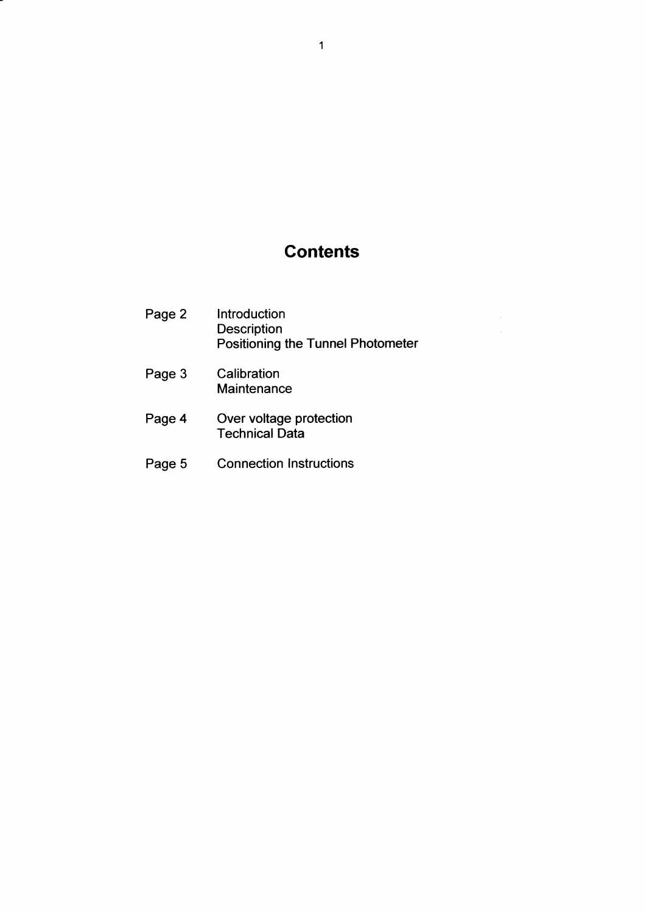# Contents

| | |
|---|---|
| Page 2 | Introduction<br>Description<br>Positioning the Tunnel Photometer |
| Page 3 | Calibration<br>Maintenance |
| Page 4 | Over voltage protection<br>Technical Data |
| Page 5 | Connection Instructions |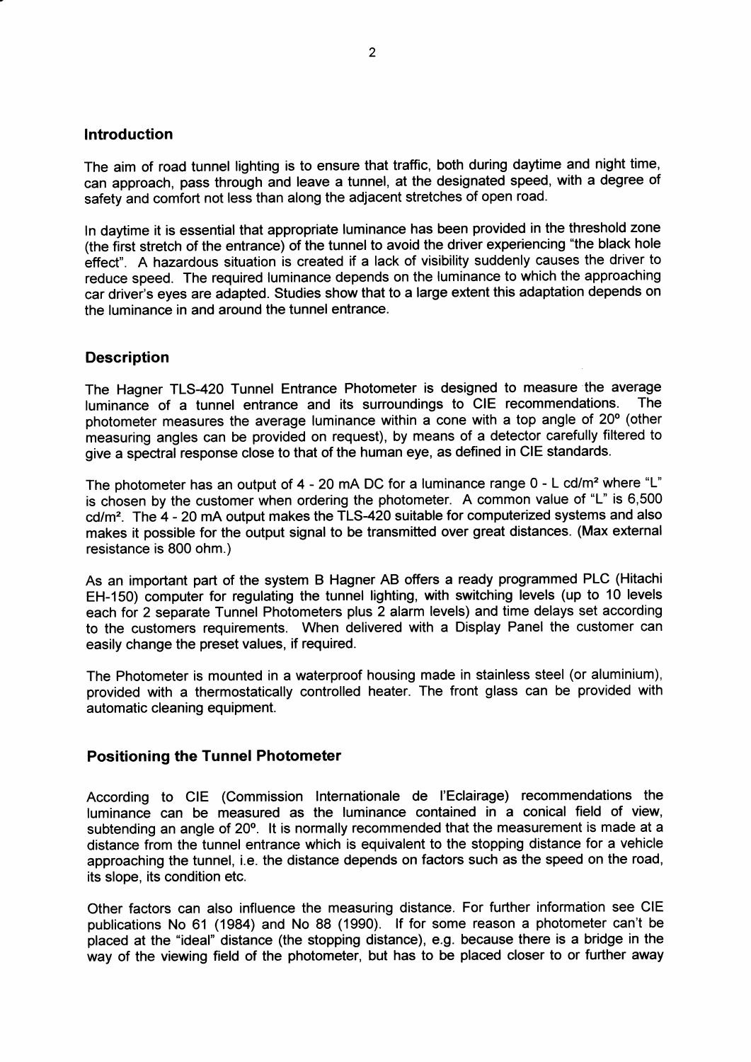## Introduction

The aim of road tunnel lighting is to ensure that traffic, both during daytime and night time, can approach, pass through and leave a tunnel, at the designated speed, with a degree of safety and comfort not less than along the adjacent stretches of open road.

In daytime it is essential that appropriate luminance has been provided in the threshold zone (the first stretch of the entrance) of the tunnel to avoid the driver experiencing "the black hole effect". A hazardous situation is created if a lack of visibility suddenly causes the driver to reduce speed. The required luminance depends on the luminance to which the approaching car driver's eyes are adapted. Studies show that to a large extent this adaptation depends on the luminance in and around the tunnel entrance.

## Description

The Hagner TLS-420 Tunnel Entrance Photometer is designed to measure the average luminance of a tunnel entrance and its surroundings to CIE recommendations. The photometer measures the average luminance within a cone with a top angle of 20° (other measuring angles can be provided on request), by means of a detector carefully filtered to give a spectral response close to that of the human eye, as defined in CIE standards.

The photometer has an output of 4 - 20 mA DC for a luminance range 0 - L cd/m² where "L" is chosen by the customer when ordering the photometer. A common value of "L" is 6,500 cd/m². The 4 - 20 mA output makes the TLS-420 suitable for computerized systems and also makes it possible for the output signal to be transmitted over great distances. (Max external resistance is 800 ohm.)

As an important part of the system B Hagner AB offers a ready programmed PLC (Hitachi EH-150) computer for regulating the tunnel lighting, with switching levels (up to 10 levels each for 2 separate Tunnel Photometers plus 2 alarm levels) and time delays set according to the customers requirements. When delivered with a Display Panel the customer can easily change the preset values, if required.

The Photometer is mounted in a waterproof housing made in stainless steel (or aluminium), provided with a thermostatically controlled heater. The front glass can be provided with automatic cleaning equipment.

## Positioning the Tunnel Photometer

According to CIE (Commission Internationale de l'Eclairage) recommendations the luminance can be measured as the luminance contained in a conical field of view, subtending an angle of 20°. It is normally recommended that the measurement is made at a distance from the tunnel entrance which is equivalent to the stopping distance for a vehicle approaching the tunnel, i.e. the distance depends on factors such as the speed on the road, its slope, its condition etc.

Other factors can also influence the measuring distance. For further information see CIE publications No 61 (1984) and No 88 (1990). If for some reason a photometer can't be placed at the "ideal" distance (the stopping distance), e.g. because there is a bridge in the way of the viewing field of the photometer, but has to be placed closer to or further away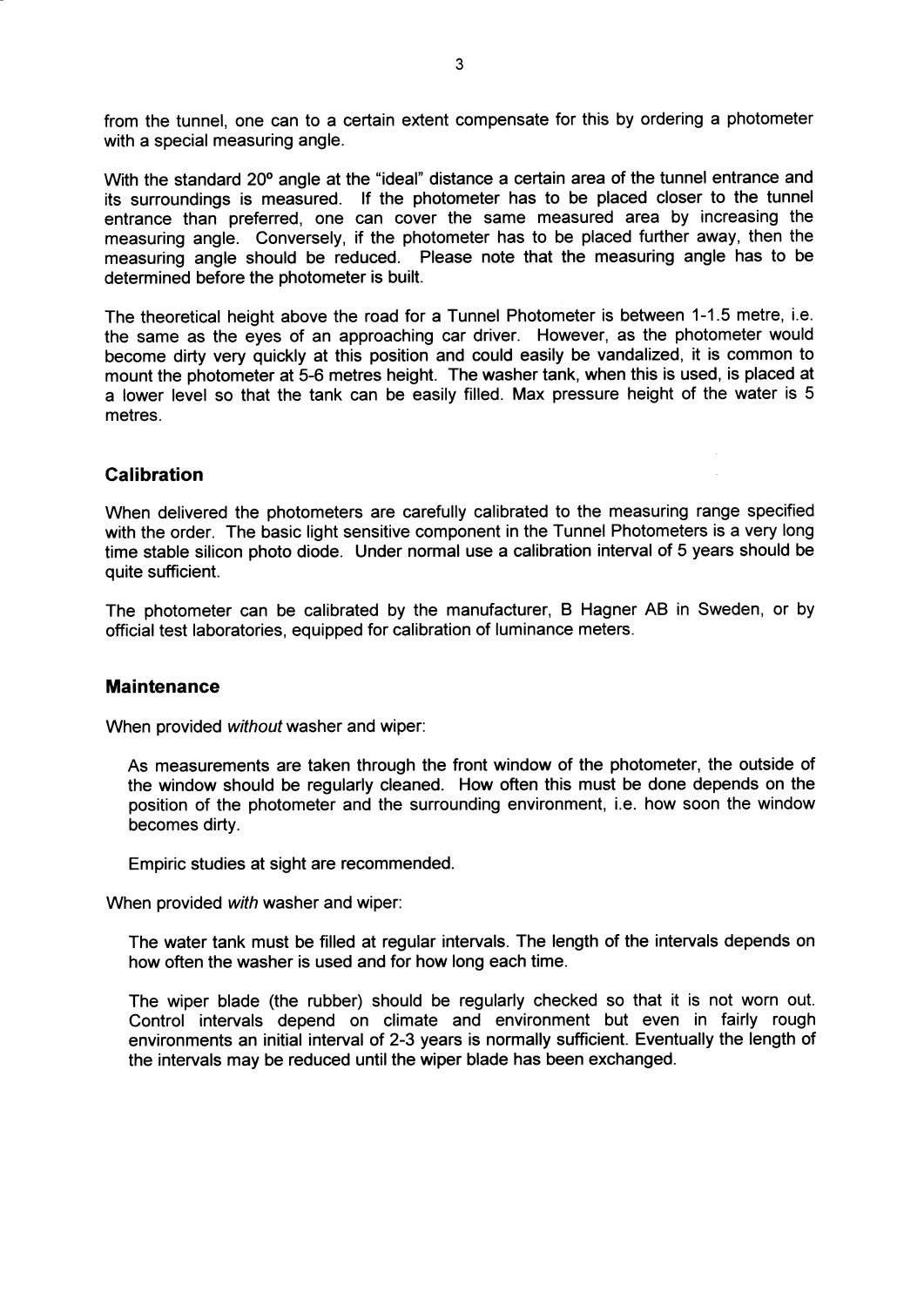from the tunnel, one can to a certain extent compensate for this by ordering a photometer with a special measuring angle.

With the standard 20º angle at the "ideal" distance a certain area of the tunnel entrance and its surroundings is measured. If the photometer has to be placed closer to the tunnel entrance than preferred, one can cover the same measured area by increasing the measuring angle. Conversely, if the photometer has to be placed further away, then the measuring angle should be reduced. Please note that the measuring angle has to be determined before the photometer is built.

The theoretical height above the road for a Tunnel Photometer is between 1-1.5 metre, i.e. the same as the eyes of an approaching car driver. However, as the photometer would become dirty very quickly at this position and could easily be vandalized, it is common to mount the photometer at 5-6 metres height. The washer tank, when this is used, is placed at a lower level so that the tank can be easily filled. Max pressure height of the water is 5 metres.

## Calibration

When delivered the photometers are carefully calibrated to the measuring range specified with the order. The basic light sensitive component in the Tunnel Photometers is a very long time stable silicon photo diode. Under normal use a calibration interval of 5 years should be quite sufficient.

The photometer can be calibrated by the manufacturer, B Hagner AB in Sweden, or by official test laboratories, equipped for calibration of luminance meters.

## Maintenance

When provided *without* washer and wiper:

As measurements are taken through the front window of the photometer, the outside of the window should be regularly cleaned. How often this must be done depends on the position of the photometer and the surrounding environment, i.e. how soon the window becomes dirty.

Empiric studies at sight are recommended.

When provided *with* washer and wiper:

The water tank must be filled at regular intervals. The length of the intervals depends on how often the washer is used and for how long each time.

The wiper blade (the rubber) should be regularly checked so that it is not worn out. Control intervals depend on climate and environment but even in fairly rough environments an initial interval of 2-3 years is normally sufficient. Eventually the length of the intervals may be reduced until the wiper blade has been exchanged.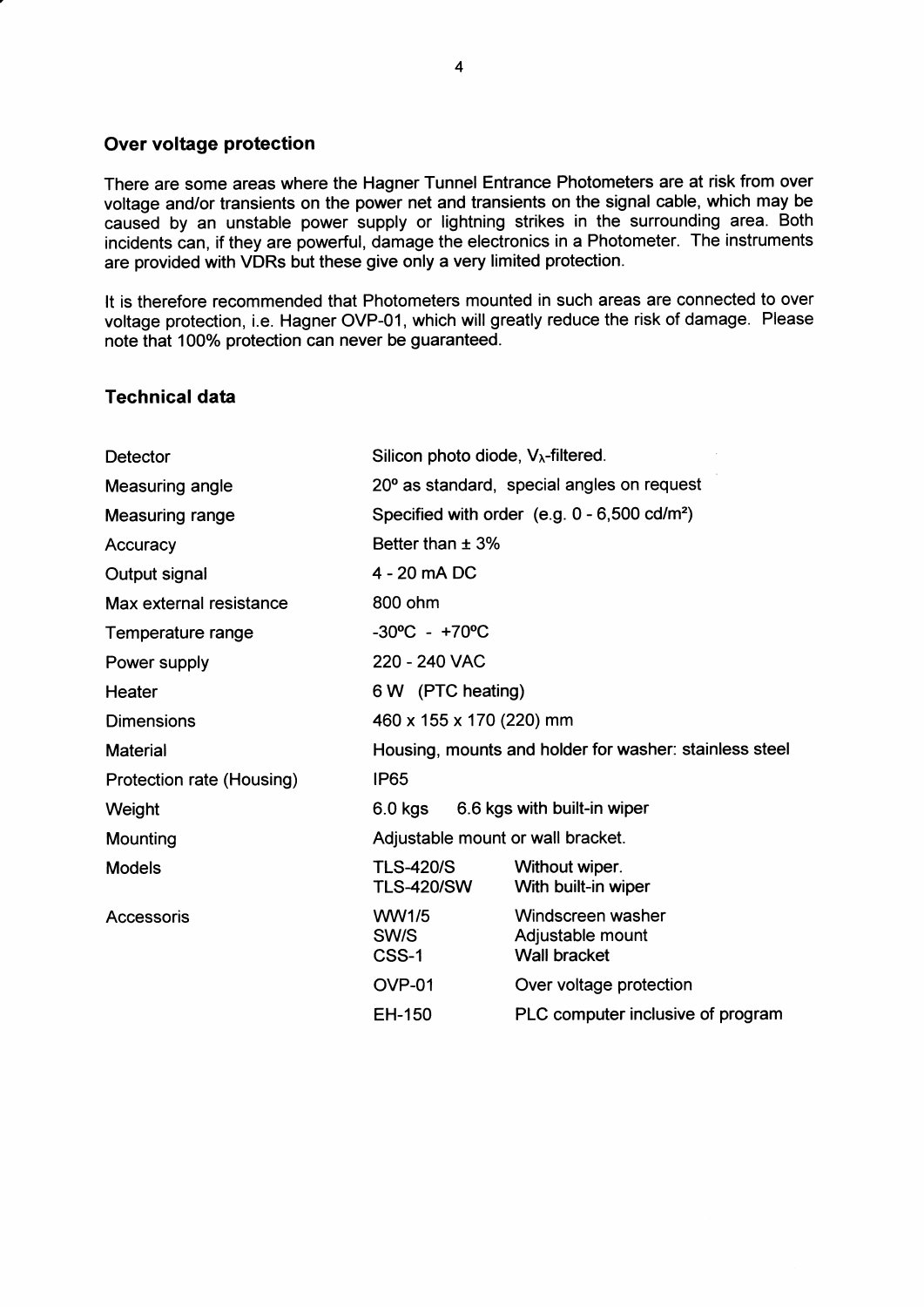## Over voltage protection

There are some areas where the Hagner Tunnel Entrance Photometers are at risk from over voltage and/or transients on the power net and transients on the signal cable, which may be caused by an unstable power supply or lightning strikes in the surrounding area. Both incidents can, if they are powerful, damage the electronics in a Photometer. The instruments are provided with VDRs but these give only a very limited protection.

It is therefore recommended that Photometers mounted in such areas are connected to over voltage protection, i.e. Hagner OVP-01, which will greatly reduce the risk of damage. Please note that 100% protection can never be guaranteed.

## Technical data

| | | |
|---|---|---|
| Detector | Silicon photo diode, $V_\lambda$-filtered. | |
| Measuring angle | 20° as standard, special angles on request | |
| Measuring range | Specified with order (e.g. 0 - 6,500 cd/m²) | |
| Accuracy | Better than ± 3% | |
| Output signal | 4 - 20 mA DC | |
| Max external resistance | 800 ohm | |
| Temperature range | -30ºC - +70ºC | |
| Power supply | 220 - 240 VAC | |
| Heater | 6 W (PTC heating) | |
| Dimensions | 460 x 155 x 170 (220) mm | |
| Material | Housing, mounts and holder for washer: stainless steel | |
| Protection rate (Housing) | IP65 | |
| Weight | 6.0 kgs 6.6 kgs with built-in wiper | |
| Mounting | Adjustable mount or wall bracket. | |
| Models | TLS-420/S | Without wiper. |
| | TLS-420/SW | With built-in wiper |
| Accessoris | WW1/5 | Windscreen washer |
| | SW/S | Adjustable mount |
| | CSS-1 | Wall bracket |
| | OVP-01 | Over voltage protection |
| | EH-150 | PLC computer inclusive of program |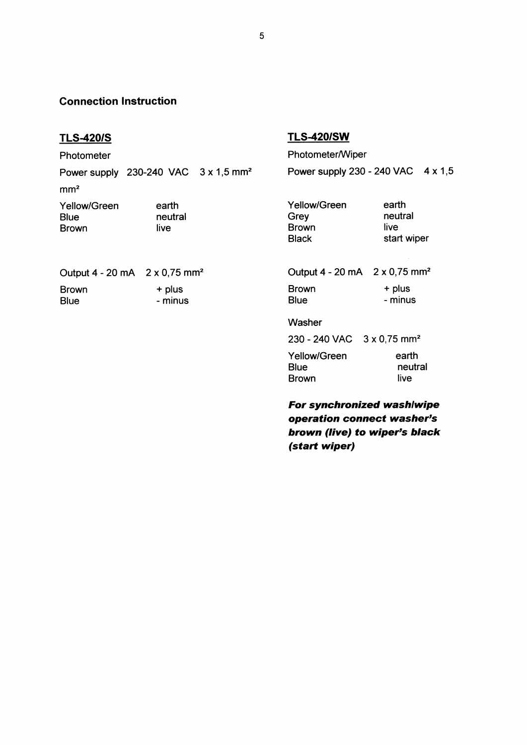## Connection Instruction

### TLS-420/S

Photometer

Power supply 230-240 VAC 3 x 1,5 mm²

| | |
|---|---|
| Yellow/Green | earth |
| Blue | neutral |
| Brown | live |

Output 4 - 20 mA 2 x 0,75 mm²

| | |
|---|---|
| Brown | + plus |
| Blue | - minus |

### TLS-420/SW

Photometer/Wiper

Power supply 230 - 240 VAC 4 x 1,5

| | |
|---|---|
| Yellow/Green | earth |
| Grey | neutral |
| Brown | live |
| Black | start wiper |

Output 4 - 20 mA 2 x 0,75 mm²

| | |
|---|---|
| Brown | + plus |
| Blue | - minus |

Washer

230 - 240 VAC 3 x 0,75 mm²

| | |
|---|---|
| Yellow/Green | earth |
| Blue | neutral |
| Brown | live |

***For synchronized wash/wipe operation connect washer's brown (live) to wiper's black (start wiper)***